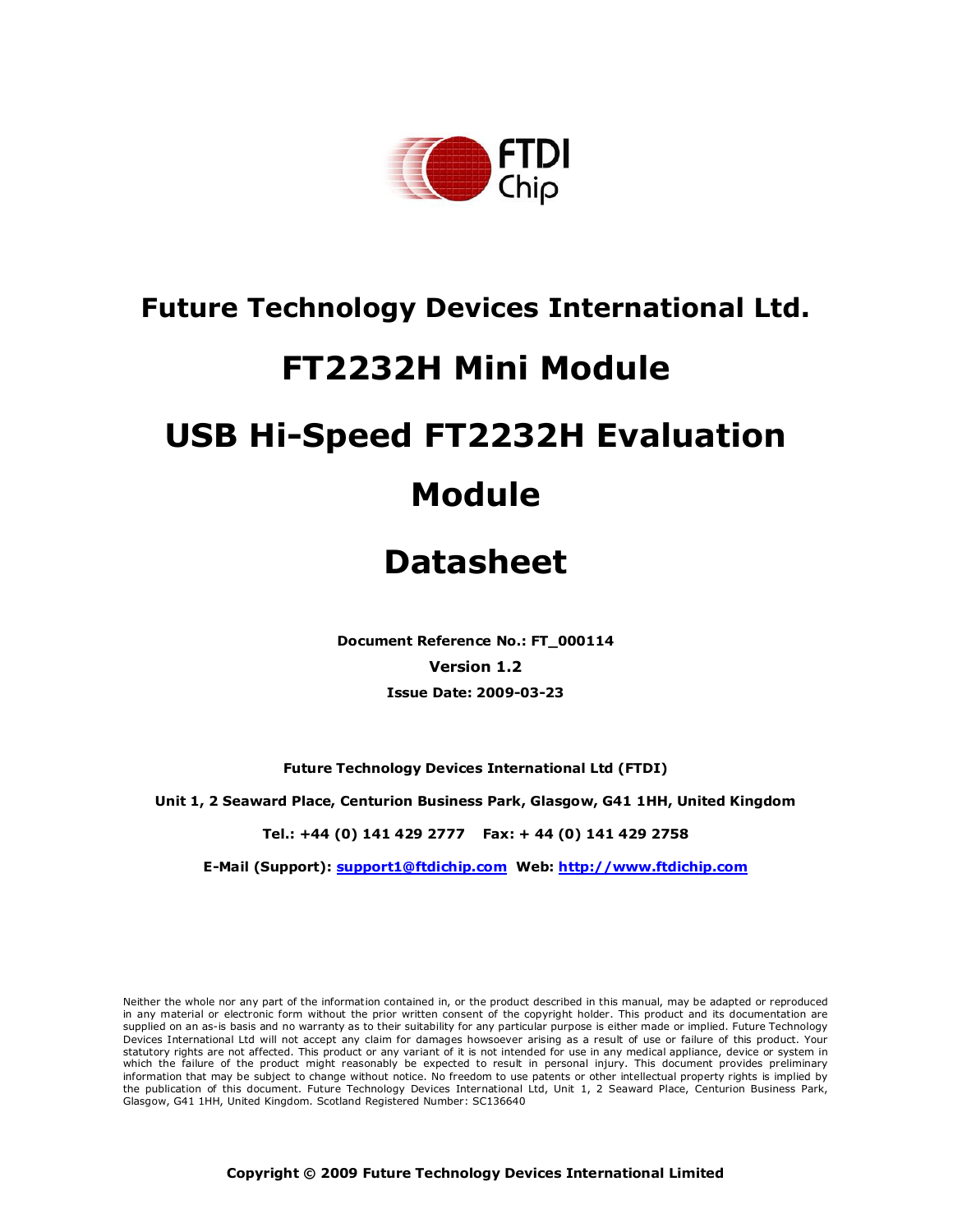# Future Technology Devices International Ltd.

# FT2232H Mini Module

# USB Hi-Speed FT2232H Evaluation Module

# Datasheet

**Document Reference No.: FT_000114**

**Version 1.2**

**Issue Date: 2009-03-23**

**Future Technology Devices International Ltd (FTDI)**

**Unit 1, 2 Seaward Place, Centurion Business Park, Glasgow, G41 1HH, United Kingdom**

**Tel.: +44 (0) 141 429 2777 Fax: + 44 (0) 141 429 2758**

**E-Mail (Support): support1@ftdichip.com Web: http://www.ftdichip.com**

Neither the whole nor any part of the information contained in, or the product described in this manual, may be adapted or reproduced in any material or electronic form without the prior written consent of the copyright holder. This product and its documentation are supplied on an as-is basis and no warranty as to their suitability for any particular purpose is either made or implied. Future Technology Devices International Ltd will not accept any claim for damages howsoever arising as a result of use or failure of this product. Your statutory rights are not affected. This product or any variant of it is not intended for use in any medical appliance, device or system in which the failure of the product might reasonably be expected to result in personal injury. This document provides preliminary information that may be subject to change without notice. No freedom to use patents or other intellectual property rights is implied by the publication of this document. Future Technology Devices International Ltd, Unit 1, 2 Seaward Place, Centurion Business Park, Glasgow, G41 1HH, United Kingdom. Scotland Registered Number: SC136640

**Copyright © 2009 Future Technology Devices International Limited**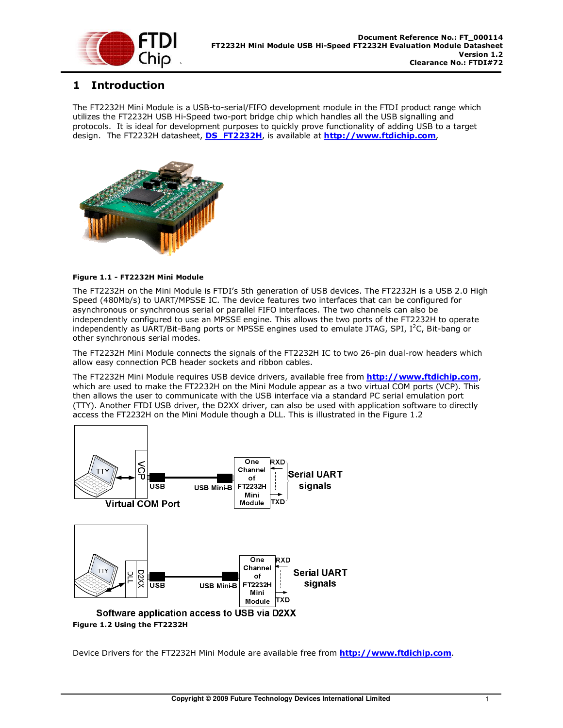# 1 Introduction

The FT2232H Mini Module is a USB-to-serial/FIFO development module in the FTDI product range which utilizes the FT2232H USB Hi-Speed two-port bridge chip which handles all the USB signalling and protocols. It is ideal for development purposes to quickly prove functionality of adding USB to a target design. The FT2232H datasheet, **DS_FT2232H**, is available at **http://www.ftdichip.com**,

**Figure 1.1 - FT2232H Mini Module**

The FT2232H on the Mini Module is FTDI's 5th generation of USB devices. The FT2232H is a USB 2.0 High Speed (480Mb/s) to UART/MPSSE IC. The device features two interfaces that can be configured for asynchronous or synchronous serial or parallel FIFO interfaces. The two channels can also be independently configured to use an MPSSE engine. This allows the two ports of the FT2232H to operate independently as UART/Bit-Bang ports or MPSSE engines used to emulate JTAG, SPI, I$^2$C, Bit-bang or other synchronous serial modes.

The FT2232H Mini Module connects the signals of the FT2232H IC to two 26-pin dual-row headers which allow easy connection PCB header sockets and ribbon cables.

The FT2232H Mini Module requires USB device drivers, available free from **http://www.ftdichip.com**, which are used to make the FT2232H on the Mini Module appear as a two virtual COM ports (VCP). This then allows the user to communicate with the USB interface via a standard PC serial emulation port (TTY). Another FTDI USB driver, the D2XX driver, can also be used with application software to directly access the FT2232H on the Mini Module though a DLL. This is illustrated in the Figure 1.2

**Figure 1.2 Using the FT2232H**

Device Drivers for the FT2232H Mini Module are available free from **http://www.ftdichip.com**.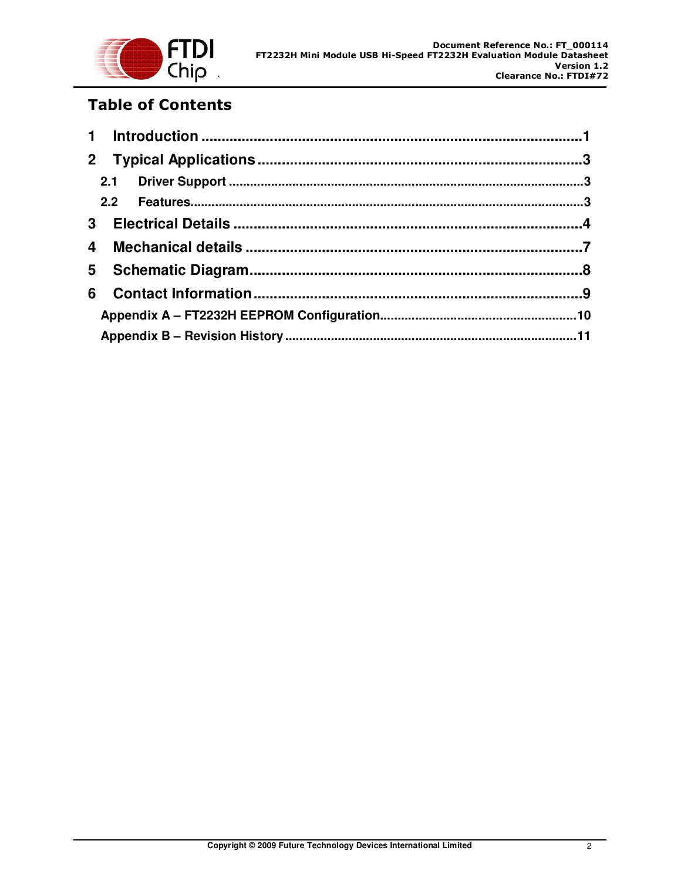# Table of Contents

**1 Introduction** ............................................................................................1

**2 Typical Applications** ...............................................................................3

- **2.1 Driver Support** ..................................................................................3
- **2.2 Features** ..............................................................................................3

**3 Electrical Details** .....................................................................................4

**4 Mechanical details** ..................................................................................7

**5 Schematic Diagram** .................................................................................8

**6 Contact Information** ................................................................................9

- **Appendix A – FT2232H EEPROM Configuration** .......................................................10
- **Appendix B – Revision History** ................................................................................11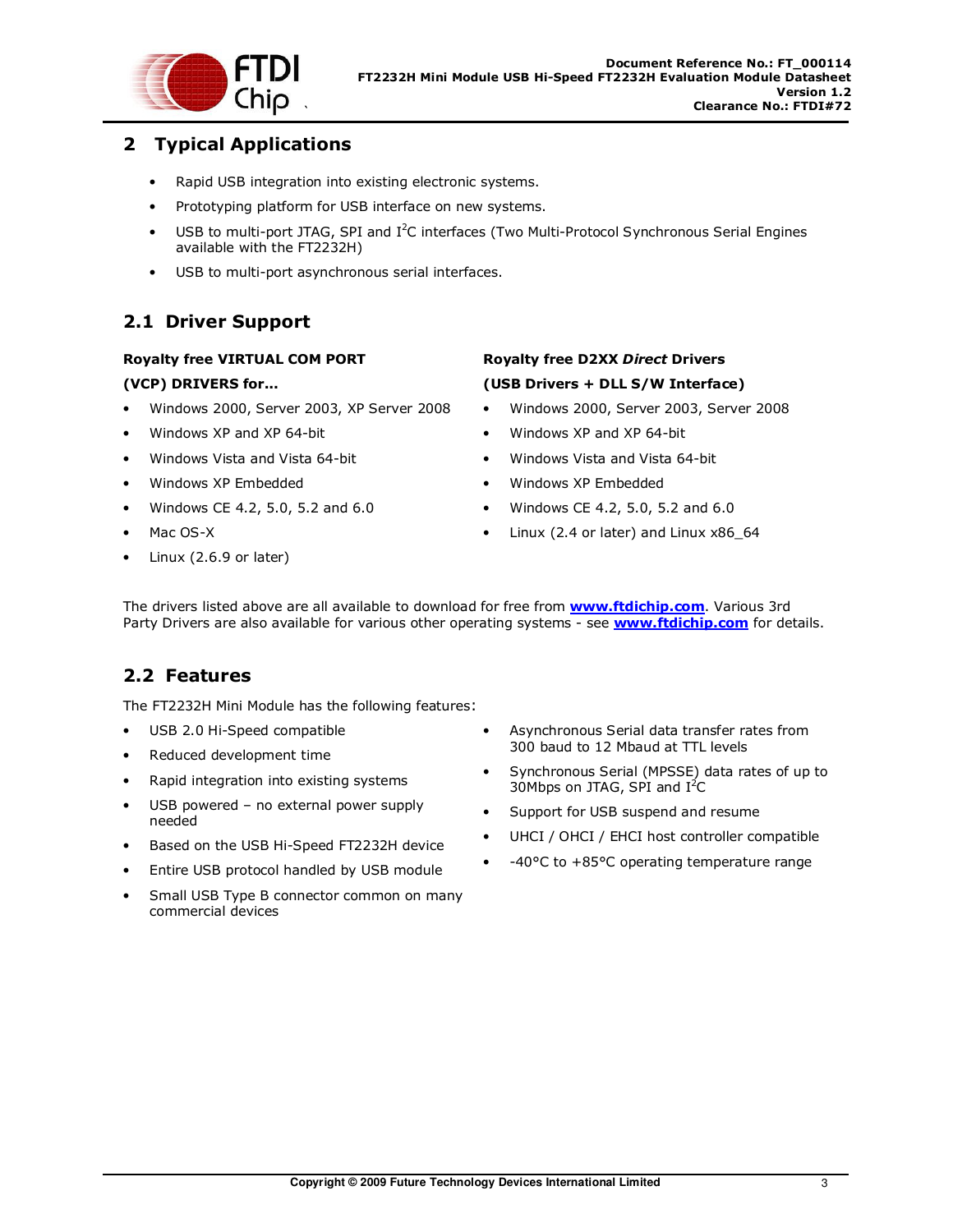# 2 Typical Applications

- Rapid USB integration into existing electronic systems.
- Prototyping platform for USB interface on new systems.
- USB to multi-port JTAG, SPI and I$^2$C interfaces (Two Multi-Protocol Synchronous Serial Engines available with the FT2232H)
- USB to multi-port asynchronous serial interfaces.

## 2.1 Driver Support

**Royalty free VIRTUAL COM PORT**

**(VCP) DRIVERS for...**

- Windows 2000, Server 2003, XP Server 2008
- Windows XP and XP 64-bit
- Windows Vista and Vista 64-bit
- Windows XP Embedded
- Windows CE 4.2, 5.0, 5.2 and 6.0
- Mac OS-X
- Linux (2.6.9 or later)

**Royalty free D2XX *Direct* Drivers**

**(USB Drivers + DLL S/W Interface)**

- Windows 2000, Server 2003, Server 2008
- Windows XP and XP 64-bit
- Windows Vista and Vista 64-bit
- Windows XP Embedded
- Windows CE 4.2, 5.0, 5.2 and 6.0
- Linux (2.4 or later) and Linux x86_64

The drivers listed above are all available to download for free from **www.ftdichip.com**. Various 3rd Party Drivers are also available for various other operating systems - see **www.ftdichip.com** for details.

## 2.2 Features

The FT2232H Mini Module has the following features:

- USB 2.0 Hi-Speed compatible
- Reduced development time
- Rapid integration into existing systems
- USB powered – no external power supply needed
- Based on the USB Hi-Speed FT2232H device
- Entire USB protocol handled by USB module
- Small USB Type B connector common on many commercial devices
- Asynchronous Serial data transfer rates from 300 baud to 12 Mbaud at TTL levels
- Synchronous Serial (MPSSE) data rates of up to 30Mbps on JTAG, SPI and I$^2$C
- Support for USB suspend and resume
- UHCI / OHCI / EHCI host controller compatible
- -40°C to +85°C operating temperature range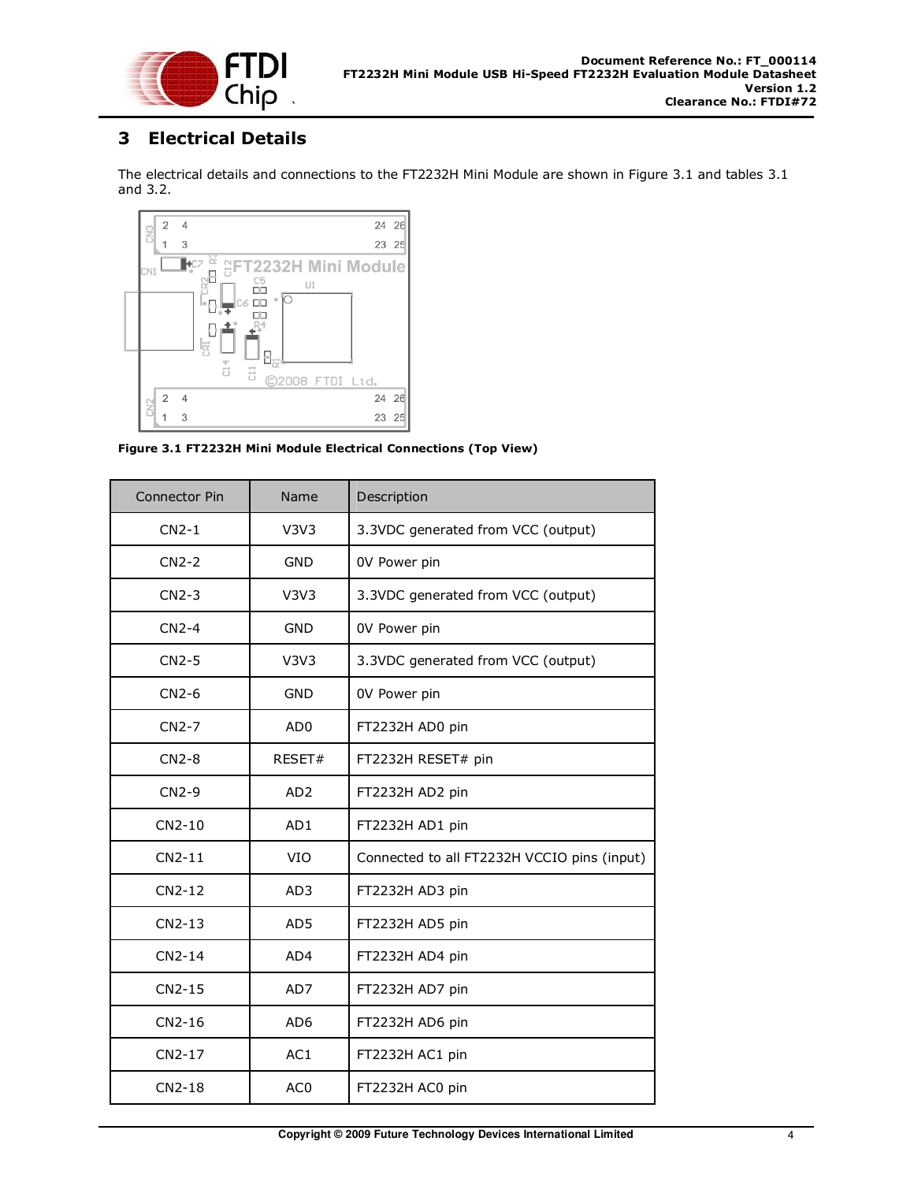# 3 Electrical Details

The electrical details and connections to the FT2232H Mini Module are shown in Figure 3.1 and tables 3.1 and 3.2.

**Figure 3.1 FT2232H Mini Module Electrical Connections (Top View)**

| Connector Pin | Name | Description |
|---|---|---|
| CN2-1 | V3V3 | 3.3VDC generated from VCC (output) |
| CN2-2 | GND | 0V Power pin |
| CN2-3 | V3V3 | 3.3VDC generated from VCC (output) |
| CN2-4 | GND | 0V Power pin |
| CN2-5 | V3V3 | 3.3VDC generated from VCC (output) |
| CN2-6 | GND | 0V Power pin |
| CN2-7 | AD0 | FT2232H AD0 pin |
| CN2-8 | RESET# | FT2232H RESET# pin |
| CN2-9 | AD2 | FT2232H AD2 pin |
| CN2-10 | AD1 | FT2232H AD1 pin |
| CN2-11 | VIO | Connected to all FT2232H VCCIO pins (input) |
| CN2-12 | AD3 | FT2232H AD3 pin |
| CN2-13 | AD5 | FT2232H AD5 pin |
| CN2-14 | AD4 | FT2232H AD4 pin |
| CN2-15 | AD7 | FT2232H AD7 pin |
| CN2-16 | AD6 | FT2232H AD6 pin |
| CN2-17 | AC1 | FT2232H AC1 pin |
| CN2-18 | AC0 | FT2232H AC0 pin |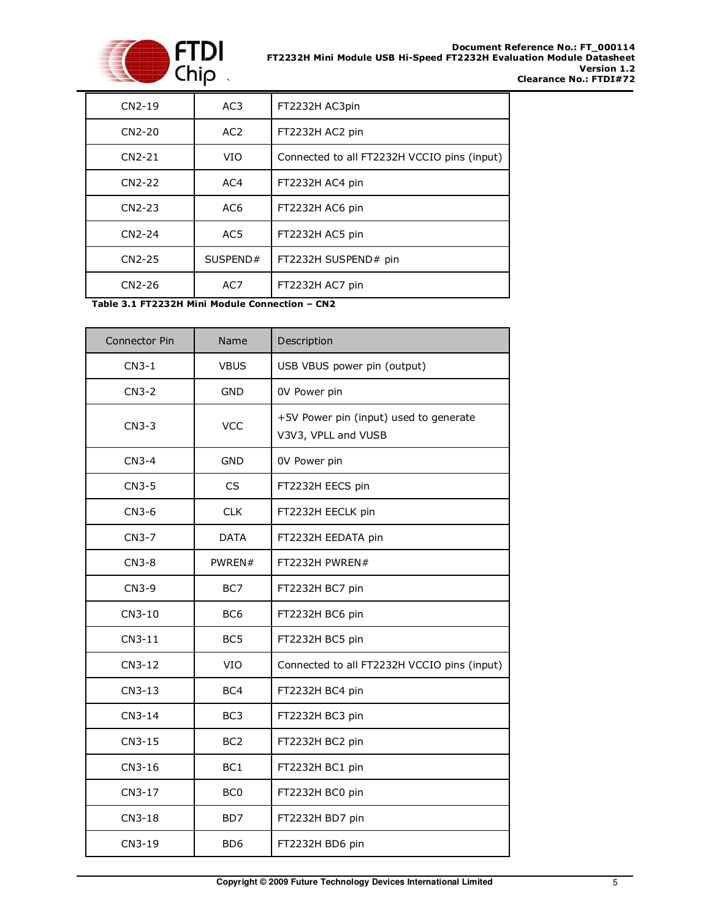| CN2-19 | AC3 | FT2232H AC3pin |
|---|---|---|
| CN2-20 | AC2 | FT2232H AC2 pin |
| CN2-21 | VIO | Connected to all FT2232H VCCIO pins (input) |
| CN2-22 | AC4 | FT2232H AC4 pin |
| CN2-23 | AC6 | FT2232H AC6 pin |
| CN2-24 | AC5 | FT2232H AC5 pin |
| CN2-25 | SUSPEND# | FT2232H SUSPEND# pin |
| CN2-26 | AC7 | FT2232H AC7 pin |

**Table 3.1 FT2232H Mini Module Connection – CN2**

| Connector Pin | Name | Description |
|---|---|---|
| CN3-1 | VBUS | USB VBUS power pin (output) |
| CN3-2 | GND | 0V Power pin |
| CN3-3 | VCC | +5V Power pin (input) used to generate V3V3, VPLL and VUSB |
| CN3-4 | GND | 0V Power pin |
| CN3-5 | CS | FT2232H EECS pin |
| CN3-6 | CLK | FT2232H EECLK pin |
| CN3-7 | DATA | FT2232H EEDATA pin |
| CN3-8 | PWREN# | FT2232H PWREN# |
| CN3-9 | BC7 | FT2232H BC7 pin |
| CN3-10 | BC6 | FT2232H BC6 pin |
| CN3-11 | BC5 | FT2232H BC5 pin |
| CN3-12 | VIO | Connected to all FT2232H VCCIO pins (input) |
| CN3-13 | BC4 | FT2232H BC4 pin |
| CN3-14 | BC3 | FT2232H BC3 pin |
| CN3-15 | BC2 | FT2232H BC2 pin |
| CN3-16 | BC1 | FT2232H BC1 pin |
| CN3-17 | BC0 | FT2232H BC0 pin |
| CN3-18 | BD7 | FT2232H BD7 pin |
| CN3-19 | BD6 | FT2232H BD6 pin |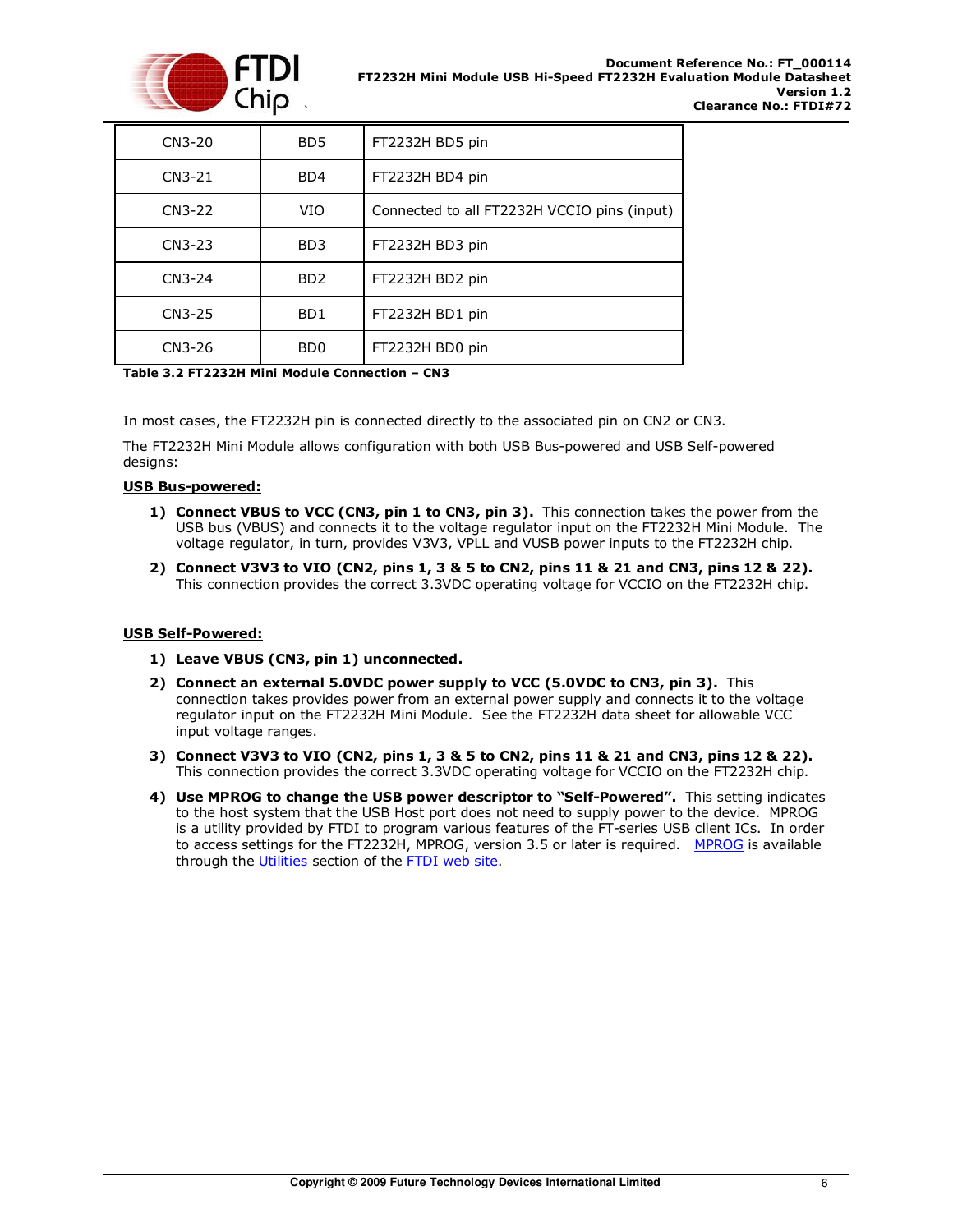| CN3-20 | BD5 | FT2232H BD5 pin |
|---|---|---|
| CN3-21 | BD4 | FT2232H BD4 pin |
| CN3-22 | VIO | Connected to all FT2232H VCCIO pins (input) |
| CN3-23 | BD3 | FT2232H BD3 pin |
| CN3-24 | BD2 | FT2232H BD2 pin |
| CN3-25 | BD1 | FT2232H BD1 pin |
| CN3-26 | BD0 | FT2232H BD0 pin |

**Table 3.2 FT2232H Mini Module Connection – CN3**

In most cases, the FT2232H pin is connected directly to the associated pin on CN2 or CN3.

The FT2232H Mini Module allows configuration with both USB Bus-powered and USB Self-powered designs:

**USB Bus-powered:**

1) **Connect VBUS to VCC (CN3, pin 1 to CN3, pin 3).** This connection takes the power from the USB bus (VBUS) and connects it to the voltage regulator input on the FT2232H Mini Module. The voltage regulator, in turn, provides V3V3, VPLL and VUSB power inputs to the FT2232H chip.
2) **Connect V3V3 to VIO (CN2, pins 1, 3 & 5 to CN2, pins 11 & 21 and CN3, pins 12 & 22).** This connection provides the correct 3.3VDC operating voltage for VCCIO on the FT2232H chip.

**USB Self-Powered:**

1) **Leave VBUS (CN3, pin 1) unconnected.**
2) **Connect an external 5.0VDC power supply to VCC (5.0VDC to CN3, pin 3).** This connection takes provides power from an external power supply and connects it to the voltage regulator input on the FT2232H Mini Module. See the FT2232H data sheet for allowable VCC input voltage ranges.
3) **Connect V3V3 to VIO (CN2, pins 1, 3 & 5 to CN2, pins 11 & 21 and CN3, pins 12 & 22).** This connection provides the correct 3.3VDC operating voltage for VCCIO on the FT2232H chip.
4) **Use MPROG to change the USB power descriptor to "Self-Powered".** This setting indicates to the host system that the USB Host port does not need to supply power to the device. MPROG is a utility provided by FTDI to program various features of the FT-series USB client ICs. In order to access settings for the FT2232H, MPROG, version 3.5 or later is required. MPROG is available through the Utilities section of the FTDI web site.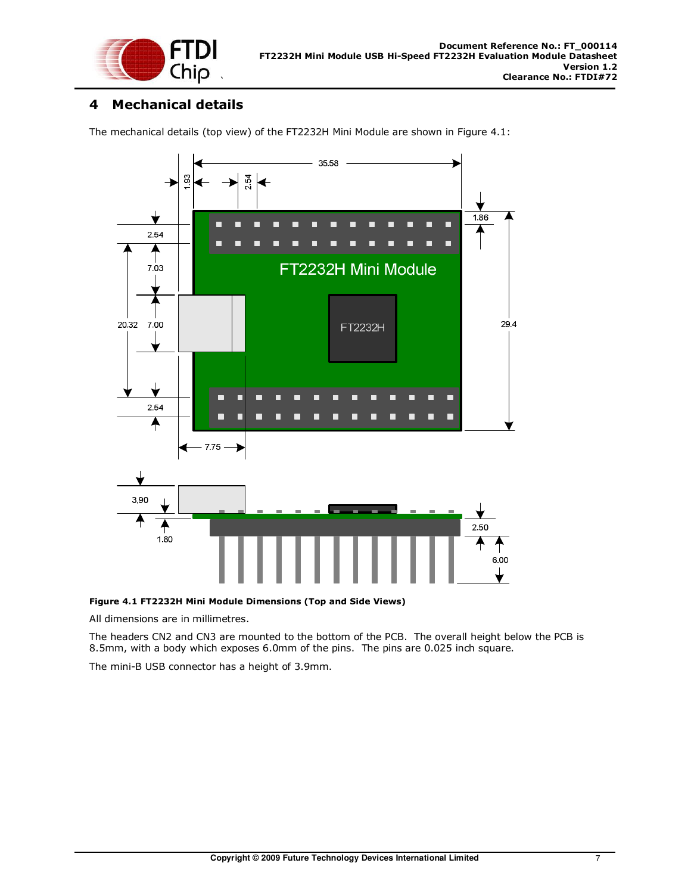# 4 Mechanical details

The mechanical details (top view) of the FT2232H Mini Module are shown in Figure 4.1:

**Figure 4.1 FT2232H Mini Module Dimensions (Top and Side Views)**

All dimensions are in millimetres.

The headers CN2 and CN3 are mounted to the bottom of the PCB. The overall height below the PCB is 8.5mm, with a body which exposes 6.0mm of the pins. The pins are 0.025 inch square.

The mini-B USB connector has a height of 3.9mm.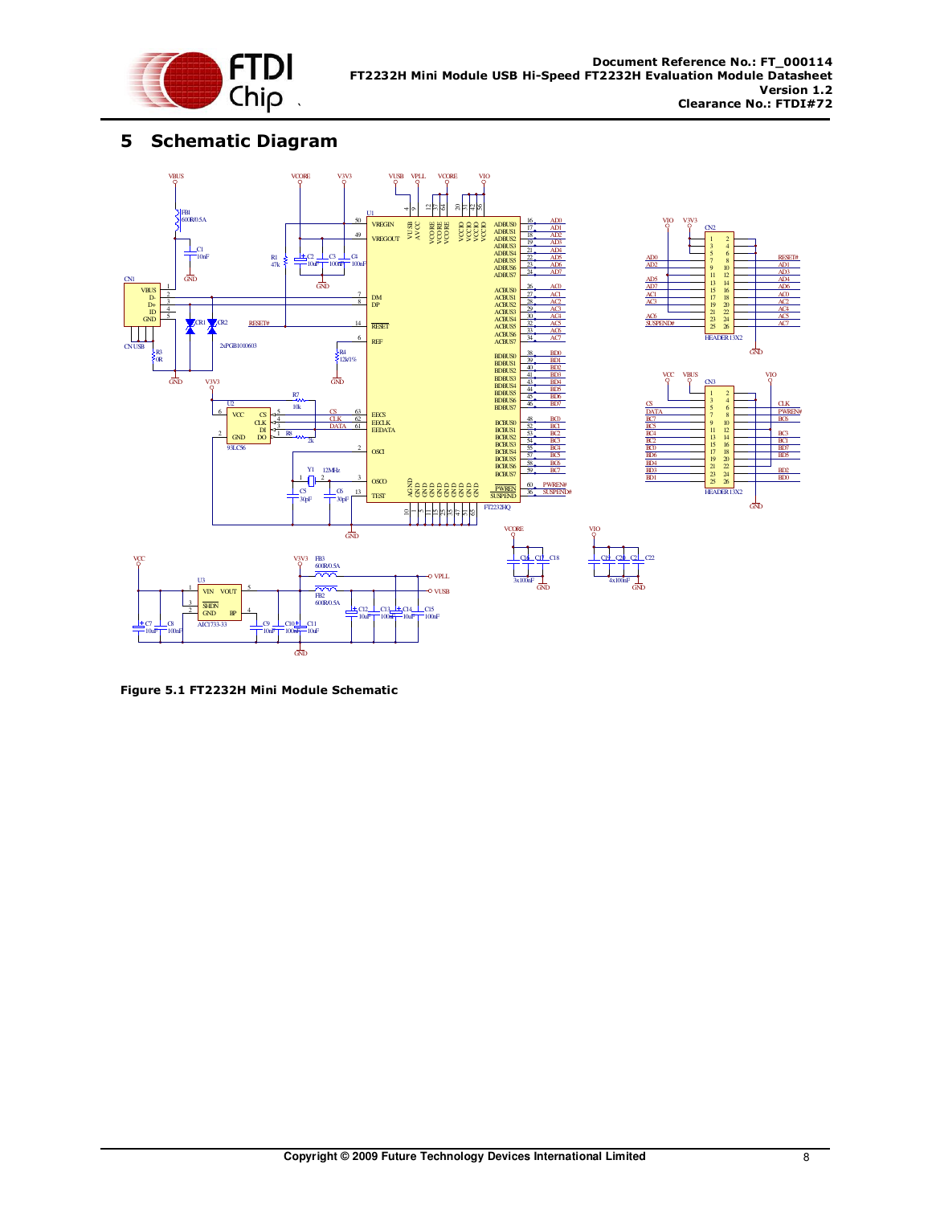# 5 Schematic Diagram

**Figure 5.1 FT2232H Mini Module Schematic**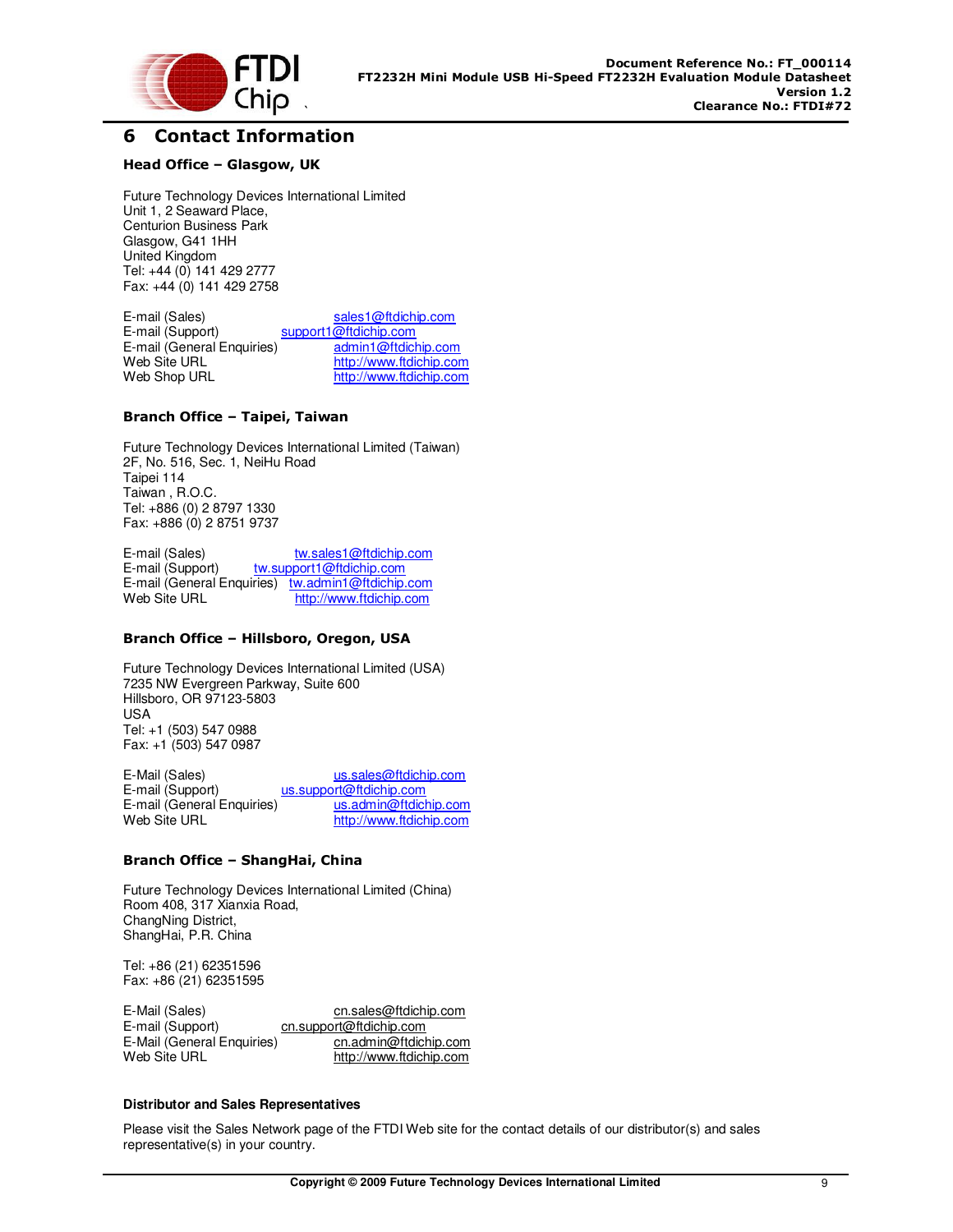# 6 Contact Information

**Head Office – Glasgow, UK**

Future Technology Devices International Limited
Unit 1, 2 Seaward Place,
Centurion Business Park
Glasgow, G41 1HH
United Kingdom
Tel: +44 (0) 141 429 2777
Fax: +44 (0) 141 429 2758

E-mail (Sales) sales1@ftdichip.com
E-mail (Support) support1@ftdichip.com
E-mail (General Enquiries) admin1@ftdichip.com
Web Site URL http://www.ftdichip.com
Web Shop URL http://www.ftdichip.com

**Branch Office – Taipei, Taiwan**

Future Technology Devices International Limited (Taiwan)
2F, No. 516, Sec. 1, NeiHu Road
Taipei 114
Taiwan , R.O.C.
Tel: +886 (0) 2 8797 1330
Fax: +886 (0) 2 8751 9737

E-mail (Sales) tw.sales1@ftdichip.com
E-mail (Support) tw.support1@ftdichip.com
E-mail (General Enquiries) tw.admin1@ftdichip.com
Web Site URL http://www.ftdichip.com

**Branch Office – Hillsboro, Oregon, USA**

Future Technology Devices International Limited (USA)
7235 NW Evergreen Parkway, Suite 600
Hillsboro, OR 97123-5803
USA
Tel: +1 (503) 547 0988
Fax: +1 (503) 547 0987

E-Mail (Sales) us.sales@ftdichip.com
E-mail (Support) us.support@ftdichip.com
E-mail (General Enquiries) us.admin@ftdichip.com
Web Site URL http://www.ftdichip.com

**Branch Office – ShangHai, China**

Future Technology Devices International Limited (China)
Room 408, 317 Xianxia Road,
ChangNing District,
ShangHai, P.R. China

Tel: +86 (21) 62351596
Fax: +86 (21) 62351595

E-Mail (Sales) cn.sales@ftdichip.com
E-mail (Support) cn.support@ftdichip.com
E-Mail (General Enquiries) cn.admin@ftdichip.com
Web Site URL http://www.ftdichip.com

**Distributor and Sales Representatives**

Please visit the Sales Network page of the FTDI Web site for the contact details of our distributor(s) and sales representative(s) in your country.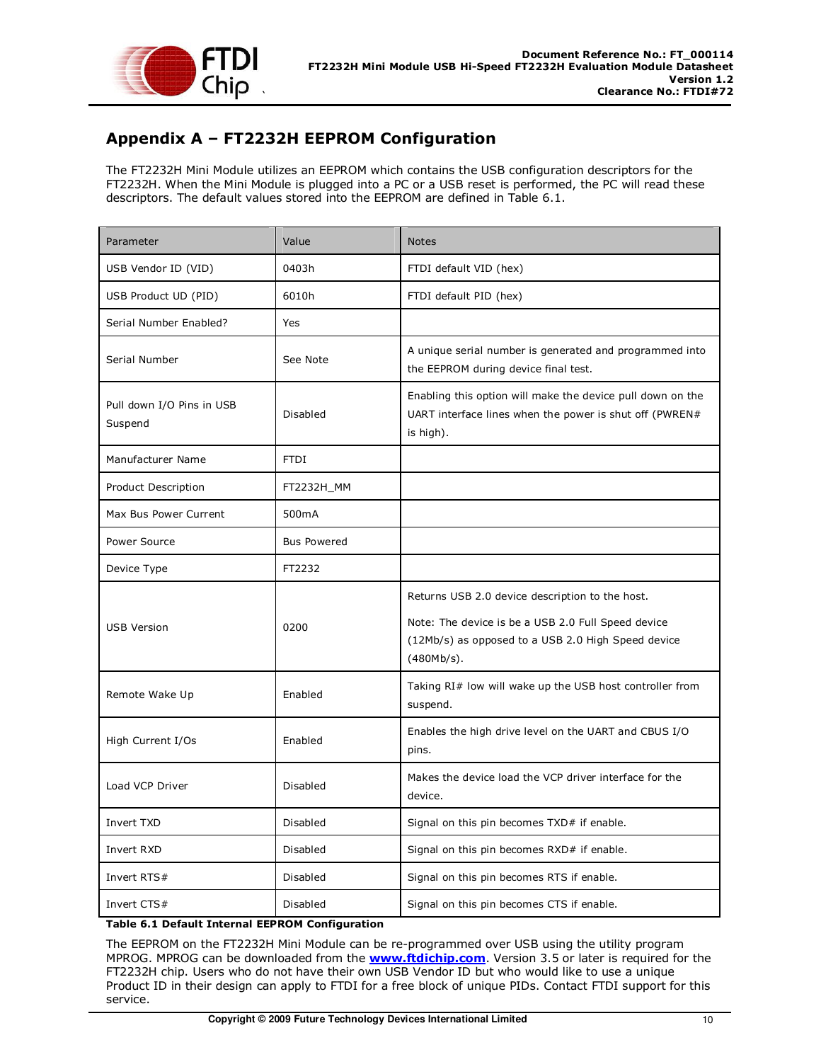# Appendix A – FT2232H EEPROM Configuration

The FT2232H Mini Module utilizes an EEPROM which contains the USB configuration descriptors for the FT2232H. When the Mini Module is plugged into a PC or a USB reset is performed, the PC will read these descriptors. The default values stored into the EEPROM are defined in Table 6.1.

| Parameter | Value | Notes |
|---|---|---|
| USB Vendor ID (VID) | 0403h | FTDI default VID (hex) |
| USB Product UD (PID) | 6010h | FTDI default PID (hex) |
| Serial Number Enabled? | Yes | |
| Serial Number | See Note | A unique serial number is generated and programmed into the EEPROM during device final test. |
| Pull down I/O Pins in USB Suspend | Disabled | Enabling this option will make the device pull down on the UART interface lines when the power is shut off (PWREN# is high). |
| Manufacturer Name | FTDI | |
| Product Description | FT2232H_MM | |
| Max Bus Power Current | 500mA | |
| Power Source | Bus Powered | |
| Device Type | FT2232 | |
| USB Version | 0200 | Returns USB 2.0 device description to the host. Note: The device is be a USB 2.0 Full Speed device (12Mb/s) as opposed to a USB 2.0 High Speed device (480Mb/s). |
| Remote Wake Up | Enabled | Taking RI# low will wake up the USB host controller from suspend. |
| High Current I/Os | Enabled | Enables the high drive level on the UART and CBUS I/O pins. |
| Load VCP Driver | Disabled | Makes the device load the VCP driver interface for the device. |
| Invert TXD | Disabled | Signal on this pin becomes TXD# if enable. |
| Invert RXD | Disabled | Signal on this pin becomes RXD# if enable. |
| Invert RTS# | Disabled | Signal on this pin becomes RTS if enable. |
| Invert CTS# | Disabled | Signal on this pin becomes CTS if enable. |

**Table 6.1 Default Internal EEPROM Configuration**

The EEPROM on the FT2232H Mini Module can be re-programmed over USB using the utility program MPROG. MPROG can be downloaded from the **www.ftdichip.com**. Version 3.5 or later is required for the FT2232H chip. Users who do not have their own USB Vendor ID but who would like to use a unique Product ID in their design can apply to FTDI for a free block of unique PIDs. Contact FTDI support for this service.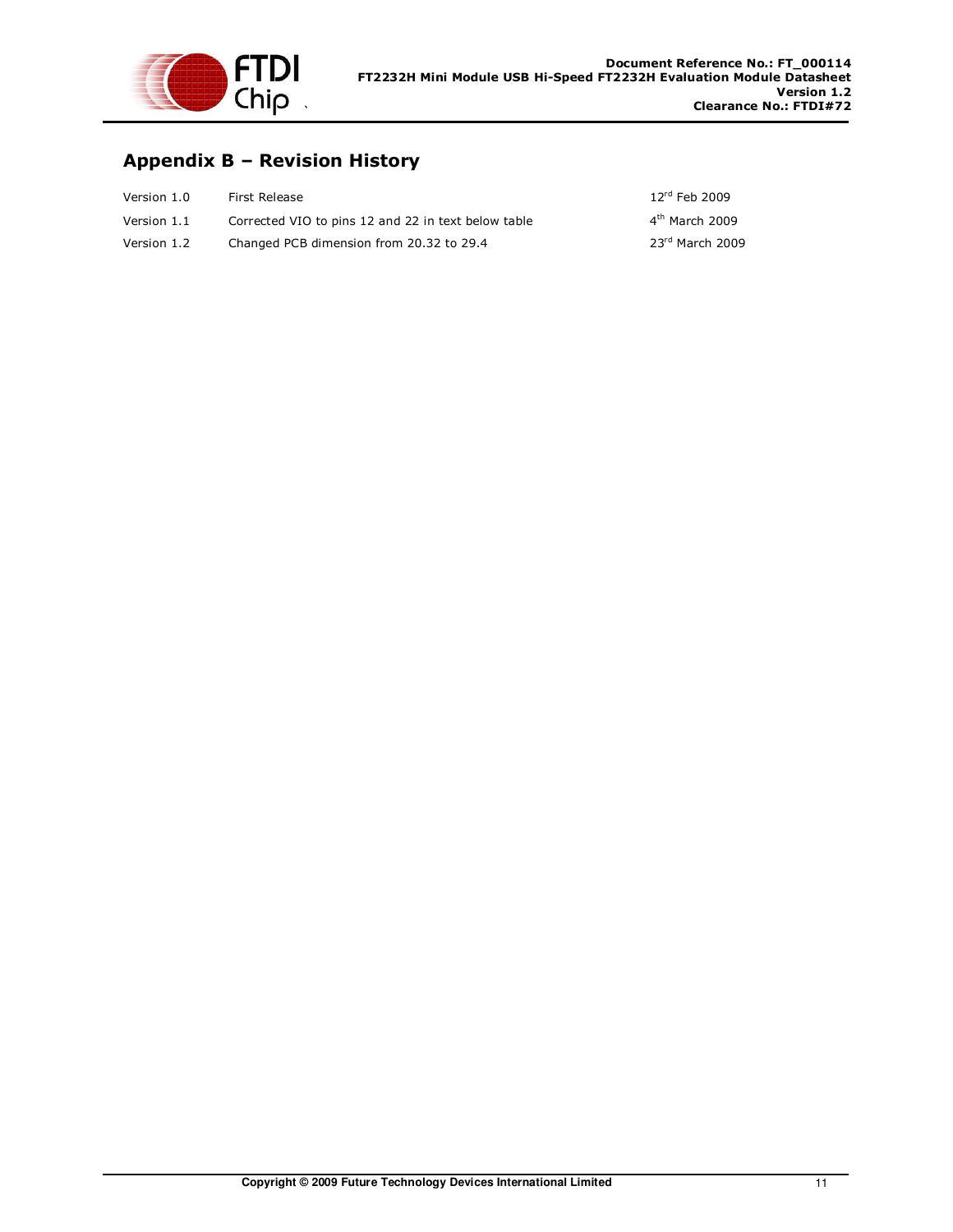## Appendix B – Revision History

| | | |
|---|---|---|
| Version 1.0 | First Release | 12rd Feb 2009 |
| Version 1.1 | Corrected VIO to pins 12 and 22 in text below table | 4th March 2009 |
| Version 1.2 | Changed PCB dimension from 20.32 to 29.4 | 23rd March 2009 |